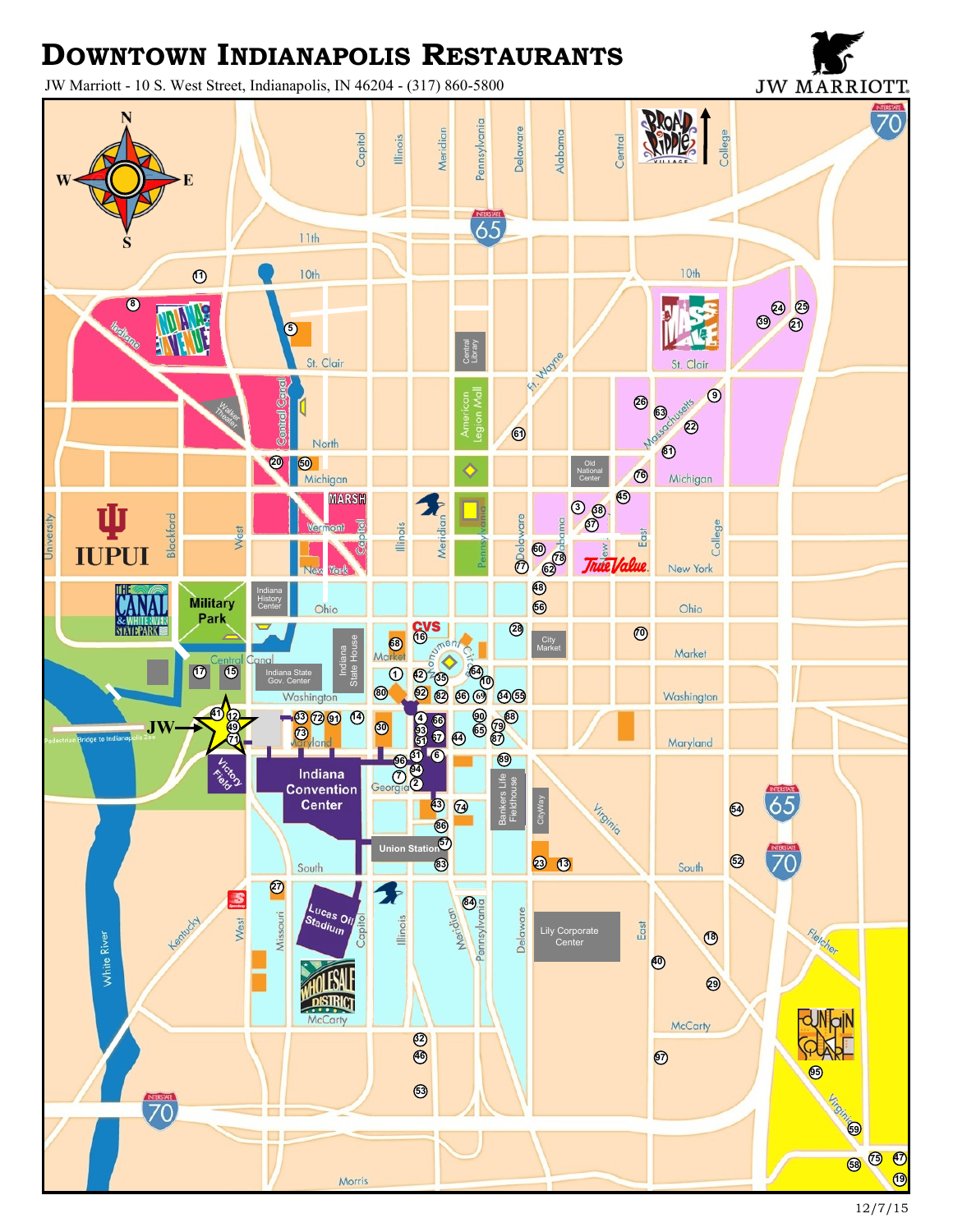# Downtown Indianapolis Restaurants

JW Marriott - 10 S. West Street, Indianapolis, IN 46204 - (317) 860-5800

JW MARRIOTT

12/7/15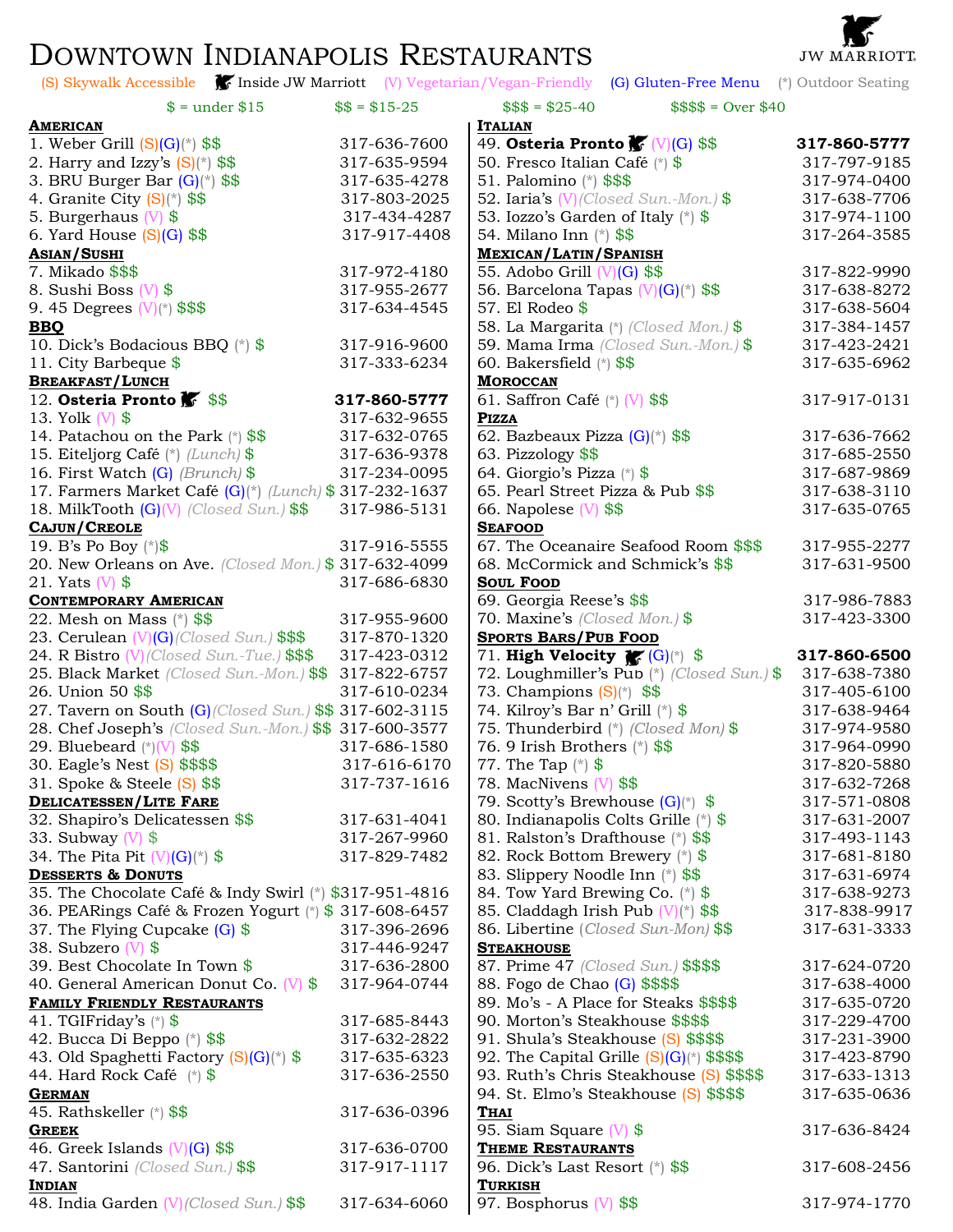# Downtown Indianapolis Restaurants

JW MARRIOTT

(S) Skywalk Accessible   [Marriott logo] Inside JW Marriott   (V) Vegetarian/Vegan-Friendly   (G) Gluten-Free Menu   (*) Outdoor Seating

$ = under $15   $$ = $15-25   $$$ = $25-40   $$$$ = Over $40

**American**

1. Weber Grill (S)(G)(*) $$ 317-636-7600
2. Harry and Izzy's (S)(*) $$ 317-635-9594
3. BRU Burger Bar (G)(*) $$ 317-635-4278
4. Granite City (S)(*) $$ 317-803-2025
5. Burgerhaus (V) $ 317-434-4287
6. Yard House (S)(G) $$ 317-917-4408

**Asian/Sushi**

7. Mikado $$$ 317-972-4180
8. Sushi Boss (V) $ 317-955-2677
9. 45 Degrees (V)(*) $$$ 317-634-4545

**BBQ**

10. Dick's Bodacious BBQ (*) $ 317-916-9600
11. City Barbeque $ 317-333-6234

**Breakfast/Lunch**

12. **Osteria Pronto** [Marriott logo] $$ **317-860-5777**
13. Yolk (V) $ 317-632-9655
14. Patachou on the Park (*) $$ 317-632-0765
15. Eiteljorg Café (*) *(Lunch)* $ 317-636-9378
16. First Watch (G) *(Brunch)* $ 317-234-0095
17. Farmers Market Café (G)(*) *(Lunch)* $ 317-232-1637
18. MilkTooth (G)(V) *(Closed Sun.)* $$ 317-986-5131

**Cajun/Creole**

19. B's Po Boy (*)$ 317-916-5555
20. New Orleans on Ave. *(Closed Mon.)* $ 317-632-4099
21. Yats (V) $ 317-686-6830

**Contemporary American**

22. Mesh on Mass (*) $$ 317-955-9600
23. Cerulean (V)(G)*(Closed Sun.)* $$$ 317-870-1320
24. R Bistro (V)*(Closed Sun.-Tue.)* $$$ 317-423-0312
25. Black Market *(Closed Sun.-Mon.)* $$ 317-822-6757
26. Union 50 $$ 317-610-0234
27. Tavern on South (G)*(Closed Sun.)* $$ 317-602-3115
28. Chef Joseph's *(Closed Sun.-Mon.)* $$ 317-600-3577
29. Bluebeard (*)(V) $$ 317-686-1580
30. Eagle's Nest (S) $$$$ 317-616-6170
31. Spoke & Steele (S) $$ 317-737-1616

**Delicatessen/Lite Fare**

32. Shapiro's Delicatessen $$ 317-631-4041
33. Subway (V) $ 317-267-9960
34. The Pita Pit (V)(G)(*) $ 317-829-7482

**Desserts & Donuts**

35. The Chocolate Café & Indy Swirl (*) $317-951-4816
36. PEARings Café & Frozen Yogurt (*) $ 317-608-6457
37. The Flying Cupcake (G) $ 317-396-2696
38. Subzero (V) $ 317-446-9247
39. Best Chocolate In Town $ 317-636-2800
40. General American Donut Co. (V) $ 317-964-0744

**Family Friendly Restaurants**

41. TGIFriday's (*) $ 317-685-8443
42. Bucca Di Beppo (*) $$ 317-632-2822
43. Old Spaghetti Factory (S)(G)(*) $ 317-635-6323
44. Hard Rock Café (*) $ 317-636-2550

**German**

45. Rathskeller (*) $$ 317-636-0396

**Greek**

46. Greek Islands (V)(G) $$ 317-636-0700
47. Santorini *(Closed Sun.)* $$ 317-917-1117

**Indian**

48. India Garden (V)*(Closed Sun.)* $$ 317-634-6060

**Italian**

49. **Osteria Pronto** [Marriott logo] (V)(G) $$ **317-860-5777**
50. Fresco Italian Café (*) $ 317-797-9185
51. Palomino (*) $$$ 317-974-0400
52. Iaria's (V)*(Closed Sun.-Mon.)* $ 317-638-7706
53. Iozzo's Garden of Italy (*) $ 317-974-1100
54. Milano Inn (*) $$ 317-264-3585

**Mexican/Latin/Spanish**

55. Adobo Grill (V)(G) $$ 317-822-9990
56. Barcelona Tapas (V)(G)(*) $$ 317-638-8272
57. El Rodeo $ 317-638-5604
58. La Margarita (*) *(Closed Mon.)* $ 317-384-1457
59. Mama Irma *(Closed Sun.-Mon.)* $ 317-423-2421
60. Bakersfield (*) $$ 317-635-6962

**Moroccan**

61. Saffron Café (*) (V) $$ 317-917-0131

**Pizza**

62. Bazbeaux Pizza (G)(*) $$ 317-636-7662
63. Pizzology $$ 317-685-2550
64. Giorgio's Pizza (*) $ 317-687-9869
65. Pearl Street Pizza & Pub $$ 317-638-3110
66. Napolese (V) $$ 317-635-0765

**Seafood**

67. The Oceanaire Seafood Room $$$ 317-955-2277
68. McCormick and Schmick's $$ 317-631-9500

**Soul Food**

69. Georgia Reese's $$ 317-986-7883
70. Maxine's *(Closed Mon.)* $ 317-423-3300

**Sports Bars/Pub Food**

71. **High Velocity** [Marriott logo] (G)(*) $ **317-860-6500**
72. Loughmiller's Pub (*) *(Closed Sun.)* $ 317-638-7380
73. Champions (S)(*) $$ 317-405-6100
74. Kilroy's Bar n' Grill (*) $ 317-638-9464
75. Thunderbird (*) *(Closed Mon)* $ 317-974-9580
76. 9 Irish Brothers (*) $$ 317-964-0990
77. The Tap (*) $ 317-820-5880
78. MacNivens (V) $$ 317-632-7268
79. Scotty's Brewhouse (G)(*) $ 317-571-0808
80. Indianapolis Colts Grille (*) $ 317-631-2007
81. Ralston's Drafthouse (*) $$ 317-493-1143
82. Rock Bottom Brewery (*) $ 317-681-8180
83. Slippery Noodle Inn (*) $$ 317-631-6974
84. Tow Yard Brewing Co. (*) $ 317-638-9273
85. Claddagh Irish Pub (V)(*) $$ 317-838-9917
86. Libertine *(Closed Sun-Mon)* $$ 317-631-3333

**Steakhouse**

87. Prime 47 *(Closed Sun.)* $$$$ 317-624-0720
88. Fogo de Chao (G) $$$$ 317-638-4000
89. Mo's - A Place for Steaks $$$$ 317-635-0720
90. Morton's Steakhouse $$$$ 317-229-4700
91. Shula's Steakhouse (S) $$$$ 317-231-3900
92. The Capital Grille (S)(G)(*) $$$$ 317-423-8790
93. Ruth's Chris Steakhouse (S) $$$$ 317-633-1313
94. St. Elmo's Steakhouse (S) $$$$ 317-635-0636

**Thai**

95. Siam Square (V) $ 317-636-8424

**Theme Restaurants**

96. Dick's Last Resort (*) $$ 317-608-2456

**Turkish**

97. Bosphorus (V) $$ 317-974-1770